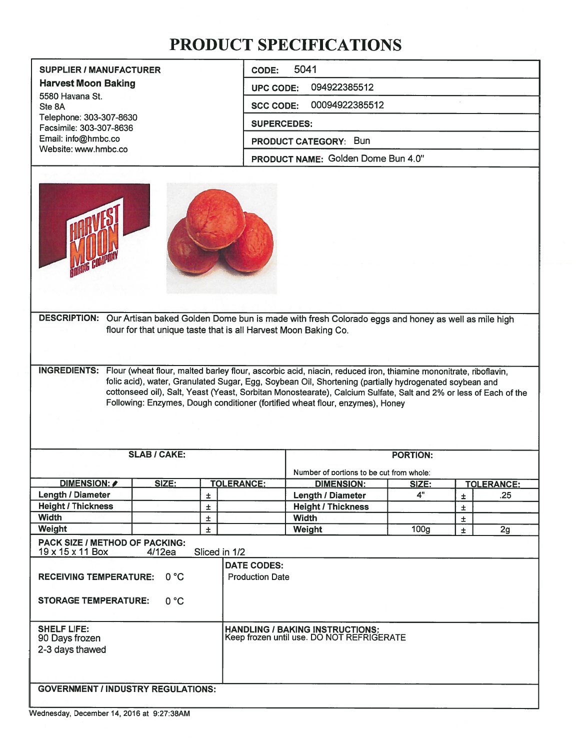# PRODUCT SPECIFICATIONS

| SUPPLIER / MANUFACTURER | |
|---|---|
| **Harvest Moon Baking**<br>5580 Havana St.<br>Ste 8A<br>Telephone: 303-307-8630<br>Facsimile: 303-307-8636<br>Email: info@hmbc.co<br>Website: www.hmbc.co | **CODE:** 5041<br>**UPC CODE:** 094922385512<br>**SCC CODE:** 00094922385512<br>**SUPERCEDES:**<br>**PRODUCT CATEGORY:** Bun<br>**PRODUCT NAME:** Golden Dome Bun 4.0" |

**DESCRIPTION:** Our Artisan baked Golden Dome bun is made with fresh Colorado eggs and honey as well as mile high flour for that unique taste that is all Harvest Moon Baking Co.

**INGREDIENTS:** Flour (wheat flour, malted barley flour, ascorbic acid, niacin, reduced iron, thiamine mononitrate, riboflavin, folic acid), water, Granulated Sugar, Egg, Soybean Oil, Shortening (partially hydrogenated soybean and cottonseed oil), Salt, Yeast (Yeast, Sorbitan Monostearate), Calcium Sulfate, Salt and 2% or less of Each of the Following: Enzymes, Dough conditioner (fortified wheat flour, enzymes), Honey

| SLAB / CAKE: | | | | PORTION: Number of portions to be cut from whole: | | | |
|---|---|---|---|---|---|---|---|
| **DIMENSION:** | **SIZE:** | **TOLERANCE:** | | **DIMENSION:** | **SIZE:** | **TOLERANCE:** | |
| Length / Diameter | | ± | | Length / Diameter | 4" | ± | .25 |
| Height / Thickness | | ± | | Height / Thickness | | ± | |
| Width | | ± | | Width | | ± | |
| Weight | | ± | | Weight | 100g | ± | 2g |

**PACK SIZE / METHOD OF PACKING:**
19 x 15 x 11 Box    4/12ea    Sliced in 1/2

**RECEIVING TEMPERATURE:** 0 °C

**STORAGE TEMPERATURE:** 0 °C

**DATE CODES:**
Production Date

**SHELF LIFE:**
90 Days frozen
2-3 days thawed

**HANDLING / BAKING INSTRUCTIONS:**
Keep frozen until use. DO NOT REFRIGERATE

**GOVERNMENT / INDUSTRY REGULATIONS:**

Wednesday, December 14, 2016 at 9:27:38AM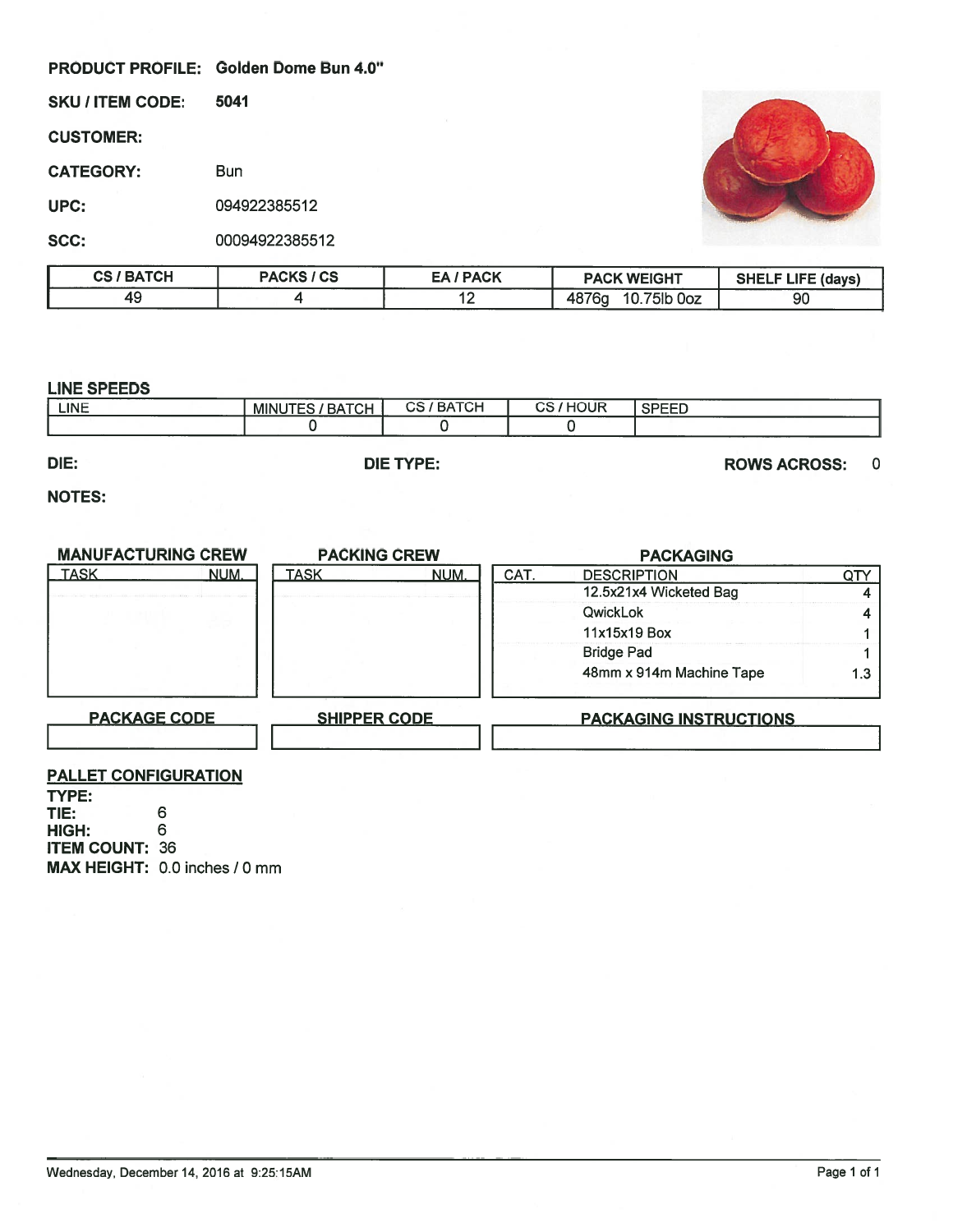**PRODUCT PROFILE:** Golden Dome Bun 4.0"

**SKU / ITEM CODE:** 5041

**CUSTOMER:**

**CATEGORY:** Bun

**UPC:** 094922385512

**SCC:** 00094922385512

| CS / BATCH | PACKS / CS | EA / PACK | PACK WEIGHT | SHELF LIFE (days) |
|---|---|---|---|---|
| 49 | 4 | 12 | 4876g 10.75lb 0oz | 90 |

## LINE SPEEDS

| LINE | MINUTES / BATCH | CS / BATCH | CS / HOUR | SPEED |
|---|---|---|---|---|
| | 0 | 0 | 0 | |

**DIE:**

**DIE TYPE:**

**ROWS ACROSS:** 0

**NOTES:**

### MANUFACTURING CREW

| TASK | NUM. |
|---|---|
| | |

### PACKING CREW

| TASK | NUM. |
|---|---|
| | |

### PACKAGING

| CAT. | DESCRIPTION | QTY |
|---|---|---|
| | 12.5x21x4 Wicketed Bag | 4 |
| | QwickLok | 4 |
| | 11x15x19 Box | 1 |
| | Bridge Pad | 1 |
| | 48mm x 914m Machine Tape | 1.3 |

**PACKAGE CODE**

**SHIPPER CODE**

**PACKAGING INSTRUCTIONS**

## PALLET CONFIGURATION

**TYPE:**
**TIE:** 6
**HIGH:** 6
**ITEM COUNT:** 36
**MAX HEIGHT:** 0.0 inches / 0 mm

Wednesday, December 14, 2016 at 9:25:15AM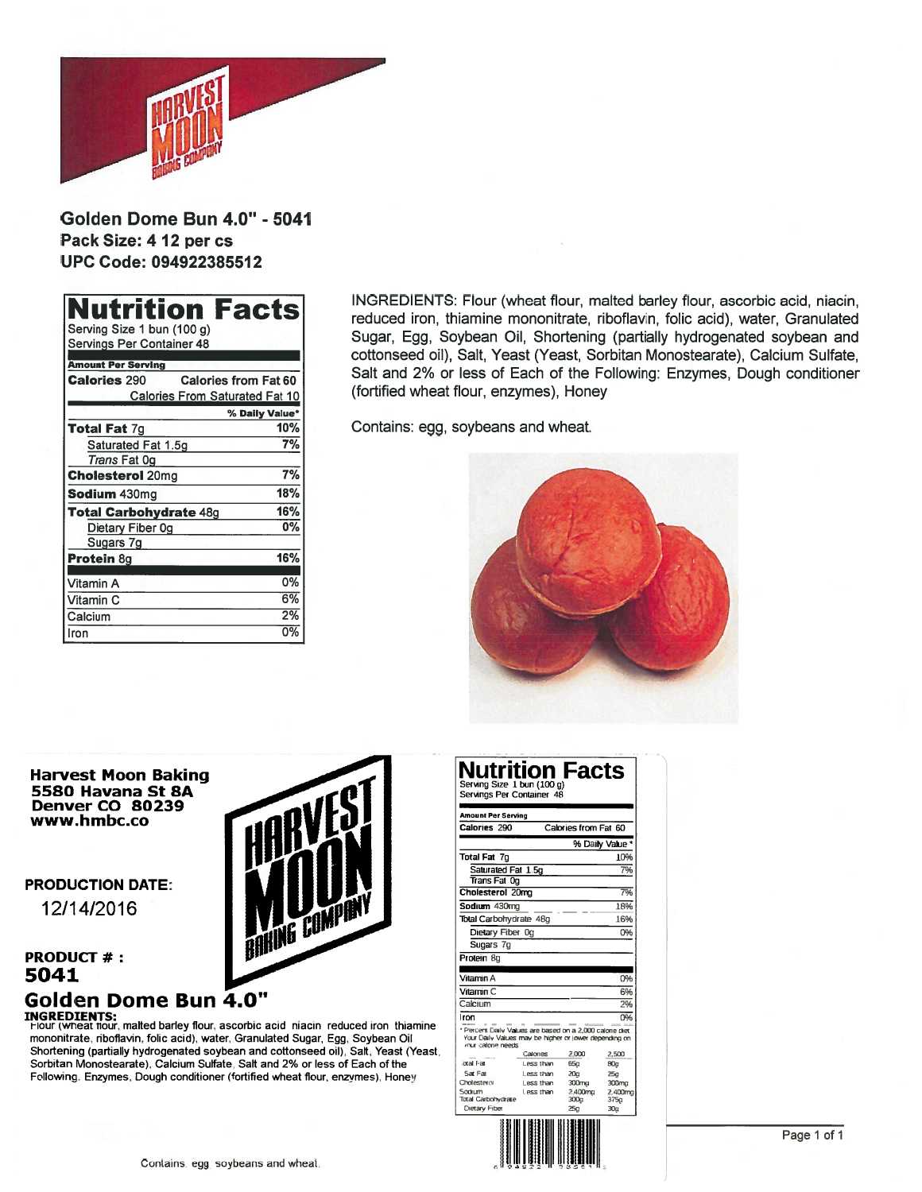**Golden Dome Bun 4.0" - 5041**
**Pack Size: 4 12 per cs**
**UPC Code: 094922385512**

## Nutrition Facts

Serving Size 1 bun (100 g)
Servings Per Container 48

| Amount Per Serving | |
|---|---|
| **Calories** 290 | Calories from Fat 60 |
| | Calories From Saturated Fat 10 |
| | **% Daily Value*** |
| **Total Fat** 7g | 10% |
| Saturated Fat 1.5g | 7% |
| *Trans* Fat 0g | |
| **Cholesterol** 20mg | 7% |
| **Sodium** 430mg | 18% |
| **Total Carbohydrate** 48g | 16% |
| Dietary Fiber 0g | 0% |
| Sugars 7g | |
| **Protein** 8g | 16% |
| Vitamin A | 0% |
| Vitamin C | 6% |
| Calcium | 2% |
| Iron | 0% |

INGREDIENTS: Flour (wheat flour, malted barley flour, ascorbic acid, niacin, reduced iron, thiamine mononitrate, riboflavin, folic acid), water, Granulated Sugar, Egg, Soybean Oil, Shortening (partially hydrogenated soybean and cottonseed oil), Salt, Yeast (Yeast, Sorbitan Monostearate), Calcium Sulfate, Salt and 2% or less of Each of the Following: Enzymes, Dough conditioner (fortified wheat flour, enzymes), Honey

Contains: egg, soybeans and wheat.

**Harvest Moon Baking**
**5580 Havana St 8A**
**Denver CO 80239**
**www.hmbc.co**

**PRODUCTION DATE:**
12/14/2016

**PRODUCT # :**
**5041**

## Golden Dome Bun 4.0"

**INGREDIENTS:**
Flour (wheat flour, malted barley flour, ascorbic acid niacin reduced iron thiamine mononitrate, riboflavin, folic acid), water, Granulated Sugar, Egg, Soybean Oil Shortening (partially hydrogenated soybean and cottonseed oil), Salt, Yeast (Yeast, Sorbitan Monostearate), Calcium Sulfate Salt and 2% or less of Each of the Following. Enzymes, Dough conditioner (fortified wheat flour, enzymes), Honey

Contains. egg soybeans and wheat.

## Nutrition Facts

Serving Size 1 bun (100 g)
Servings Per Container 48

| Amount Per Serving | |
|---|---|
| Calories 290 | Calories from Fat 60 |
| | % Daily Value * |
| Total Fat 7g | 10% |
| Saturated Fat 1.5g | 7% |
| Trans Fat 0g | |
| Cholesterol 20mg | 7% |
| Sodium 430mg | 18% |
| Total Carbohydrate 48g | 16% |
| Dietary Fiber 0g | 0% |
| Sugars 7g | |
| Protein 8g | |
| Vitamin A | 0% |
| Vitamin C | 6% |
| Calcium | 2% |
| Iron | 0% |

* Percent Daily Values are based on a 2,000 calorie diet. Your Daily Values may be higher or lower depending on your calorie needs

| | Calories | 2,000 | 2,500 |
|---|---|---|---|
| Total Fat | Less than | 65g | 80g |
| Sat Fat | Less than | 20g | 25g |
| Cholesterol | Less than | 300mg | 300mg |
| Sodium | Less than | 2,400mg | 2,400mg |
| Total Carbohydrate | | 300g | 375g |
| Dietary Fiber | | 25g | 30g |